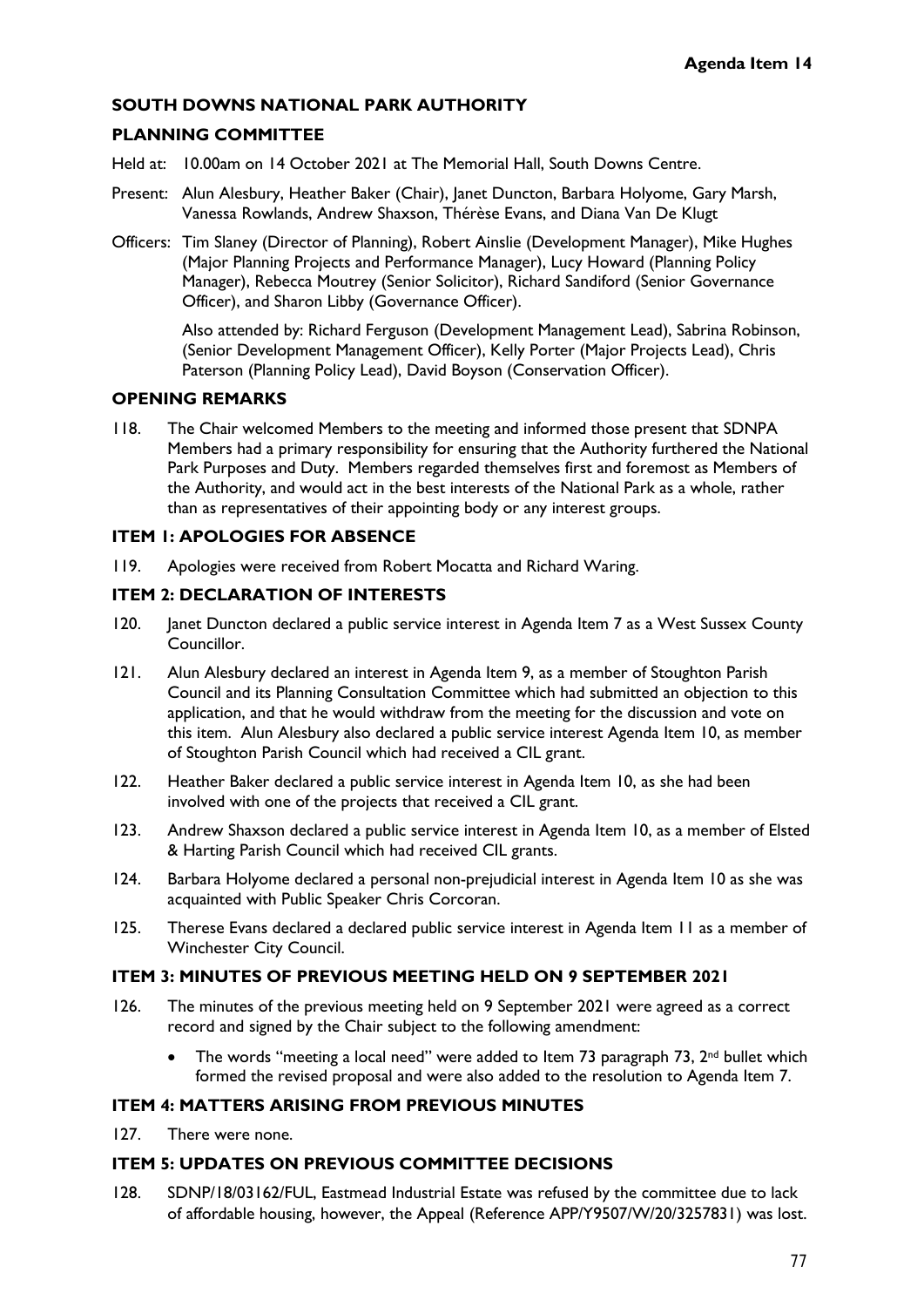**Agenda Item 14**

## SOUTH DOWNS NATIONAL PARK AUTHORITY

## PLANNING COMMITTEE

Held at: 10.00am on 14 October 2021 at The Memorial Hall, South Downs Centre.

Present: Alun Alesbury, Heather Baker (Chair), Janet Duncton, Barbara Holyome, Gary Marsh, Vanessa Rowlands, Andrew Shaxson, Thérèse Evans, and Diana Van De Klugt

Officers: Tim Slaney (Director of Planning), Robert Ainslie (Development Manager), Mike Hughes (Major Planning Projects and Performance Manager), Lucy Howard (Planning Policy Manager), Rebecca Moutrey (Senior Solicitor), Richard Sandiford (Senior Governance Officer), and Sharon Libby (Governance Officer).

Also attended by: Richard Ferguson (Development Management Lead), Sabrina Robinson, (Senior Development Management Officer), Kelly Porter (Major Projects Lead), Chris Paterson (Planning Policy Lead), David Boyson (Conservation Officer).

### OPENING REMARKS

118. The Chair welcomed Members to the meeting and informed those present that SDNPA Members had a primary responsibility for ensuring that the Authority furthered the National Park Purposes and Duty. Members regarded themselves first and foremost as Members of the Authority, and would act in the best interests of the National Park as a whole, rather than as representatives of their appointing body or any interest groups.

### ITEM 1: APOLOGIES FOR ABSENCE

119. Apologies were received from Robert Mocatta and Richard Waring.

### ITEM 2: DECLARATION OF INTERESTS

120. Janet Duncton declared a public service interest in Agenda Item 7 as a West Sussex County Councillor.

121. Alun Alesbury declared an interest in Agenda Item 9, as a member of Stoughton Parish Council and its Planning Consultation Committee which had submitted an objection to this application, and that he would withdraw from the meeting for the discussion and vote on this item. Alun Alesbury also declared a public service interest Agenda Item 10, as member of Stoughton Parish Council which had received a CIL grant.

122. Heather Baker declared a public service interest in Agenda Item 10, as she had been involved with one of the projects that received a CIL grant.

123. Andrew Shaxson declared a public service interest in Agenda Item 10, as a member of Elsted & Harting Parish Council which had received CIL grants.

124. Barbara Holyome declared a personal non-prejudicial interest in Agenda Item 10 as she was acquainted with Public Speaker Chris Corcoran.

125. Therese Evans declared a declared public service interest in Agenda Item 11 as a member of Winchester City Council.

### ITEM 3: MINUTES OF PREVIOUS MEETING HELD ON 9 SEPTEMBER 2021

126. The minutes of the previous meeting held on 9 September 2021 were agreed as a correct record and signed by the Chair subject to the following amendment:

- The words "meeting a local need" were added to Item 73 paragraph 73, 2nd bullet which formed the revised proposal and were also added to the resolution to Agenda Item 7.

### ITEM 4: MATTERS ARISING FROM PREVIOUS MINUTES

127. There were none.

### ITEM 5: UPDATES ON PREVIOUS COMMITTEE DECISIONS

128. SDNP/18/03162/FUL, Eastmead Industrial Estate was refused by the committee due to lack of affordable housing, however, the Appeal (Reference APP/Y9507/W/20/3257831) was lost.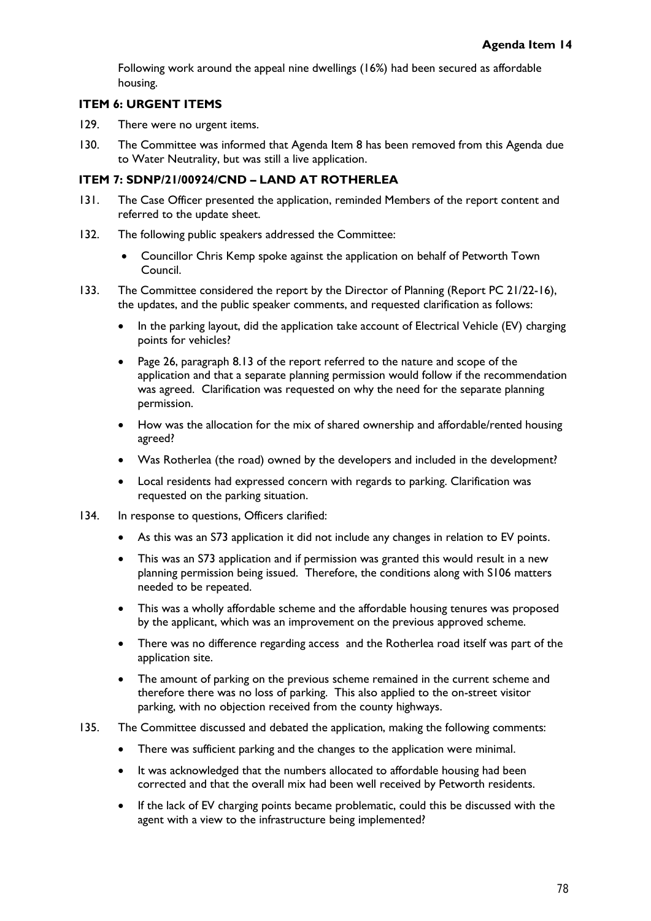Following work around the appeal nine dwellings (16%) had been secured as affordable housing.

**ITEM 6: URGENT ITEMS**

129. There were no urgent items.

130. The Committee was informed that Agenda Item 8 has been removed from this Agenda due to Water Neutrality, but was still a live application.

**ITEM 7: SDNP/21/00924/CND – LAND AT ROTHERLEA**

131. The Case Officer presented the application, reminded Members of the report content and referred to the update sheet.

132. The following public speakers addressed the Committee:

  - Councillor Chris Kemp spoke against the application on behalf of Petworth Town Council.

133. The Committee considered the report by the Director of Planning (Report PC 21/22-16), the updates, and the public speaker comments, and requested clarification as follows:

  - In the parking layout, did the application take account of Electrical Vehicle (EV) charging points for vehicles?
  - Page 26, paragraph 8.13 of the report referred to the nature and scope of the application and that a separate planning permission would follow if the recommendation was agreed. Clarification was requested on why the need for the separate planning permission.
  - How was the allocation for the mix of shared ownership and affordable/rented housing agreed?
  - Was Rotherlea (the road) owned by the developers and included in the development?
  - Local residents had expressed concern with regards to parking. Clarification was requested on the parking situation.

134. In response to questions, Officers clarified:

  - As this was an S73 application it did not include any changes in relation to EV points.
  - This was an S73 application and if permission was granted this would result in a new planning permission being issued. Therefore, the conditions along with S106 matters needed to be repeated.
  - This was a wholly affordable scheme and the affordable housing tenures was proposed by the applicant, which was an improvement on the previous approved scheme.
  - There was no difference regarding access and the Rotherlea road itself was part of the application site.
  - The amount of parking on the previous scheme remained in the current scheme and therefore there was no loss of parking. This also applied to the on-street visitor parking, with no objection received from the county highways.

135. The Committee discussed and debated the application, making the following comments:

  - There was sufficient parking and the changes to the application were minimal.
  - It was acknowledged that the numbers allocated to affordable housing had been corrected and that the overall mix had been well received by Petworth residents.
  - If the lack of EV charging points became problematic, could this be discussed with the agent with a view to the infrastructure being implemented?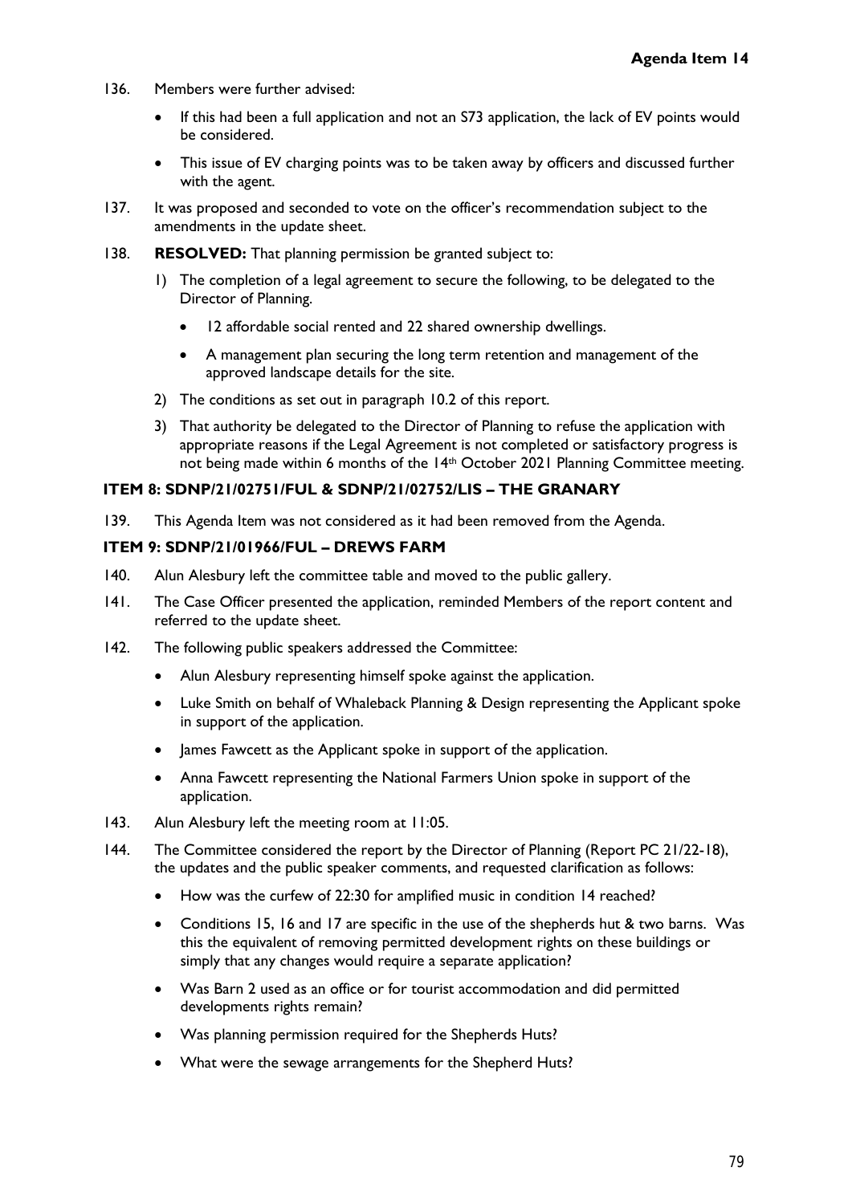136. Members were further advised:

    - If this had been a full application and not an S73 application, the lack of EV points would be considered.
    - This issue of EV charging points was to be taken away by officers and discussed further with the agent.

137. It was proposed and seconded to vote on the officer's recommendation subject to the amendments in the update sheet.

138. **RESOLVED:** That planning permission be granted subject to:

    1) The completion of a legal agreement to secure the following, to be delegated to the Director of Planning.
        - 12 affordable social rented and 22 shared ownership dwellings.
        - A management plan securing the long term retention and management of the approved landscape details for the site.
    2) The conditions as set out in paragraph 10.2 of this report.
    3) That authority be delegated to the Director of Planning to refuse the application with appropriate reasons if the Legal Agreement is not completed or satisfactory progress is not being made within 6 months of the 14th October 2021 Planning Committee meeting.

**ITEM 8: SDNP/21/02751/FUL & SDNP/21/02752/LIS – THE GRANARY**

139. This Agenda Item was not considered as it had been removed from the Agenda.

**ITEM 9: SDNP/21/01966/FUL – DREWS FARM**

140. Alun Alesbury left the committee table and moved to the public gallery.

141. The Case Officer presented the application, reminded Members of the report content and referred to the update sheet.

142. The following public speakers addressed the Committee:

    - Alun Alesbury representing himself spoke against the application.
    - Luke Smith on behalf of Whaleback Planning & Design representing the Applicant spoke in support of the application.
    - James Fawcett as the Applicant spoke in support of the application.
    - Anna Fawcett representing the National Farmers Union spoke in support of the application.

143. Alun Alesbury left the meeting room at 11:05.

144. The Committee considered the report by the Director of Planning (Report PC 21/22-18), the updates and the public speaker comments, and requested clarification as follows:

    - How was the curfew of 22:30 for amplified music in condition 14 reached?
    - Conditions 15, 16 and 17 are specific in the use of the shepherds hut & two barns. Was this the equivalent of removing permitted development rights on these buildings or simply that any changes would require a separate application?
    - Was Barn 2 used as an office or for tourist accommodation and did permitted developments rights remain?
    - Was planning permission required for the Shepherds Huts?
    - What were the sewage arrangements for the Shepherd Huts?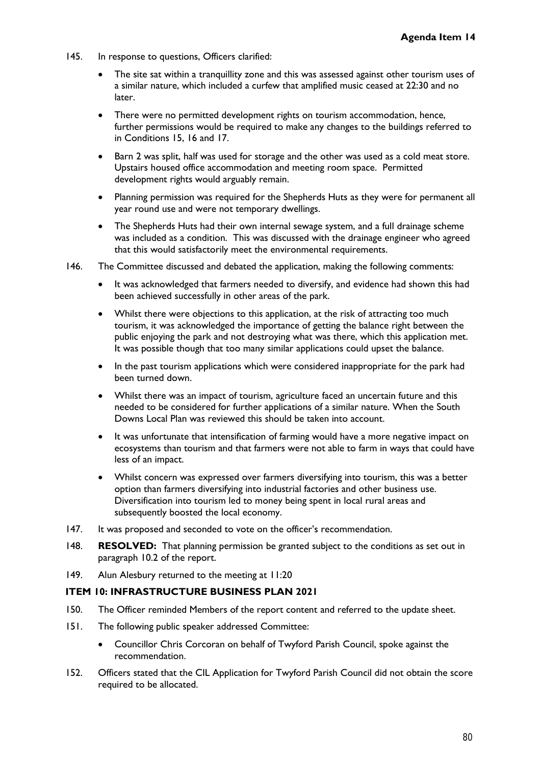145. In response to questions, Officers clarified:

   - The site sat within a tranquillity zone and this was assessed against other tourism uses of a similar nature, which included a curfew that amplified music ceased at 22:30 and no later.
   - There were no permitted development rights on tourism accommodation, hence, further permissions would be required to make any changes to the buildings referred to in Conditions 15, 16 and 17.
   - Barn 2 was split, half was used for storage and the other was used as a cold meat store. Upstairs housed office accommodation and meeting room space. Permitted development rights would arguably remain.
   - Planning permission was required for the Shepherds Huts as they were for permanent all year round use and were not temporary dwellings.
   - The Shepherds Huts had their own internal sewage system, and a full drainage scheme was included as a condition. This was discussed with the drainage engineer who agreed that this would satisfactorily meet the environmental requirements.

146. The Committee discussed and debated the application, making the following comments:

   - It was acknowledged that farmers needed to diversify, and evidence had shown this had been achieved successfully in other areas of the park.
   - Whilst there were objections to this application, at the risk of attracting too much tourism, it was acknowledged the importance of getting the balance right between the public enjoying the park and not destroying what was there, which this application met. It was possible though that too many similar applications could upset the balance.
   - In the past tourism applications which were considered inappropriate for the park had been turned down.
   - Whilst there was an impact of tourism, agriculture faced an uncertain future and this needed to be considered for further applications of a similar nature. When the South Downs Local Plan was reviewed this should be taken into account.
   - It was unfortunate that intensification of farming would have a more negative impact on ecosystems than tourism and that farmers were not able to farm in ways that could have less of an impact.
   - Whilst concern was expressed over farmers diversifying into tourism, this was a better option than farmers diversifying into industrial factories and other business use. Diversification into tourism led to money being spent in local rural areas and subsequently boosted the local economy.

147. It was proposed and seconded to vote on the officer's recommendation.

148. **RESOLVED:** That planning permission be granted subject to the conditions as set out in paragraph 10.2 of the report.

149. Alun Alesbury returned to the meeting at 11:20

### ITEM 10: INFRASTRUCTURE BUSINESS PLAN 2021

150. The Officer reminded Members of the report content and referred to the update sheet.

151. The following public speaker addressed Committee:

   - Councillor Chris Corcoran on behalf of Twyford Parish Council, spoke against the recommendation.

152. Officers stated that the CIL Application for Twyford Parish Council did not obtain the score required to be allocated.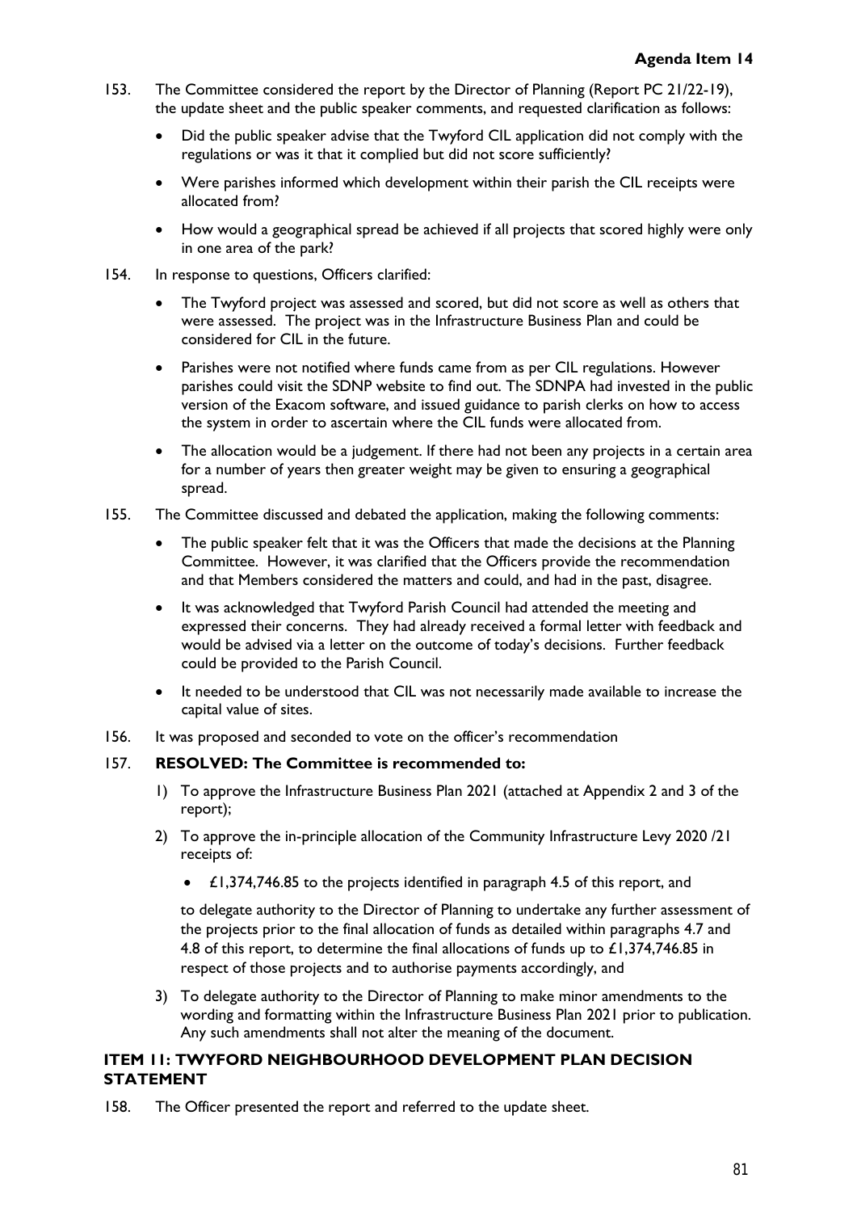153. The Committee considered the report by the Director of Planning (Report PC 21/22-19), the update sheet and the public speaker comments, and requested clarification as follows:

- Did the public speaker advise that the Twyford CIL application did not comply with the regulations or was it that it complied but did not score sufficiently?
- Were parishes informed which development within their parish the CIL receipts were allocated from?
- How would a geographical spread be achieved if all projects that scored highly were only in one area of the park?

154. In response to questions, Officers clarified:

- The Twyford project was assessed and scored, but did not score as well as others that were assessed. The project was in the Infrastructure Business Plan and could be considered for CIL in the future.
- Parishes were not notified where funds came from as per CIL regulations. However parishes could visit the SDNP website to find out. The SDNPA had invested in the public version of the Exacom software, and issued guidance to parish clerks on how to access the system in order to ascertain where the CIL funds were allocated from.
- The allocation would be a judgement. If there had not been any projects in a certain area for a number of years then greater weight may be given to ensuring a geographical spread.

155. The Committee discussed and debated the application, making the following comments:

- The public speaker felt that it was the Officers that made the decisions at the Planning Committee. However, it was clarified that the Officers provide the recommendation and that Members considered the matters and could, and had in the past, disagree.
- It was acknowledged that Twyford Parish Council had attended the meeting and expressed their concerns. They had already received a formal letter with feedback and would be advised via a letter on the outcome of today's decisions. Further feedback could be provided to the Parish Council.
- It needed to be understood that CIL was not necessarily made available to increase the capital value of sites.

156. It was proposed and seconded to vote on the officer's recommendation

157. **RESOLVED: The Committee is recommended to:**

1) To approve the Infrastructure Business Plan 2021 (attached at Appendix 2 and 3 of the report);
2) To approve the in-principle allocation of the Community Infrastructure Levy 2020 /21 receipts of:
   - £1,374,746.85 to the projects identified in paragraph 4.5 of this report, and

   to delegate authority to the Director of Planning to undertake any further assessment of the projects prior to the final allocation of funds as detailed within paragraphs 4.7 and 4.8 of this report, to determine the final allocations of funds up to £1,374,746.85 in respect of those projects and to authorise payments accordingly, and
3) To delegate authority to the Director of Planning to make minor amendments to the wording and formatting within the Infrastructure Business Plan 2021 prior to publication. Any such amendments shall not alter the meaning of the document.

## ITEM 11: TWYFORD NEIGHBOURHOOD DEVELOPMENT PLAN DECISION STATEMENT

158. The Officer presented the report and referred to the update sheet.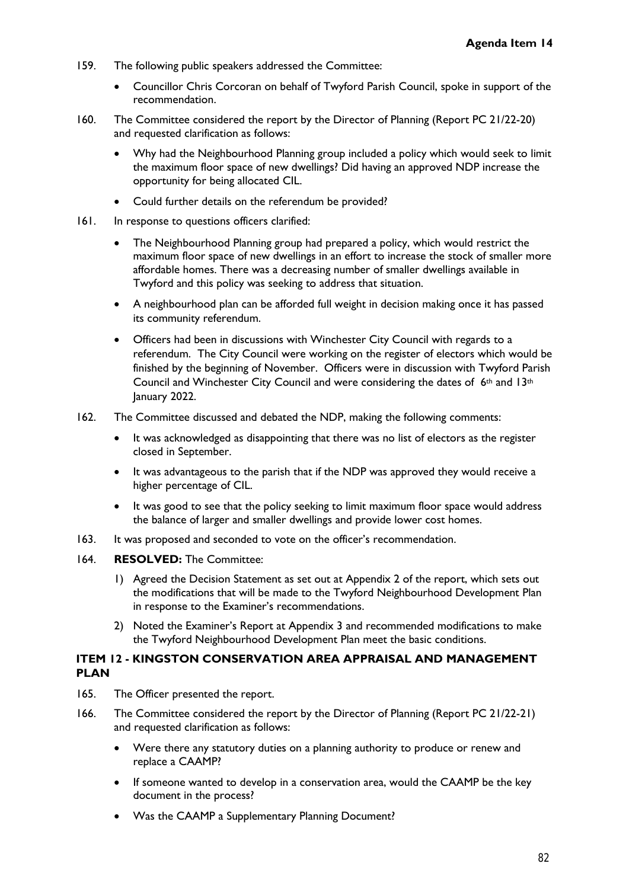159. The following public speakers addressed the Committee:

    - Councillor Chris Corcoran on behalf of Twyford Parish Council, spoke in support of the recommendation.

160. The Committee considered the report by the Director of Planning (Report PC 21/22-20) and requested clarification as follows:

    - Why had the Neighbourhood Planning group included a policy which would seek to limit the maximum floor space of new dwellings? Did having an approved NDP increase the opportunity for being allocated CIL.
    - Could further details on the referendum be provided?

161. In response to questions officers clarified:

    - The Neighbourhood Planning group had prepared a policy, which would restrict the maximum floor space of new dwellings in an effort to increase the stock of smaller more affordable homes. There was a decreasing number of smaller dwellings available in Twyford and this policy was seeking to address that situation.
    - A neighbourhood plan can be afforded full weight in decision making once it has passed its community referendum.
    - Officers had been in discussions with Winchester City Council with regards to a referendum. The City Council were working on the register of electors which would be finished by the beginning of November. Officers were in discussion with Twyford Parish Council and Winchester City Council and were considering the dates of 6th and 13th January 2022.

162. The Committee discussed and debated the NDP, making the following comments:

    - It was acknowledged as disappointing that there was no list of electors as the register closed in September.
    - It was advantageous to the parish that if the NDP was approved they would receive a higher percentage of CIL.
    - It was good to see that the policy seeking to limit maximum floor space would address the balance of larger and smaller dwellings and provide lower cost homes.

163. It was proposed and seconded to vote on the officer's recommendation.

164. **RESOLVED:** The Committee:

    1) Agreed the Decision Statement as set out at Appendix 2 of the report, which sets out the modifications that will be made to the Twyford Neighbourhood Development Plan in response to the Examiner's recommendations.
    2) Noted the Examiner's Report at Appendix 3 and recommended modifications to make the Twyford Neighbourhood Development Plan meet the basic conditions.

### ITEM 12 - KINGSTON CONSERVATION AREA APPRAISAL AND MANAGEMENT PLAN

165. The Officer presented the report.

166. The Committee considered the report by the Director of Planning (Report PC 21/22-21) and requested clarification as follows:

    - Were there any statutory duties on a planning authority to produce or renew and replace a CAAMP?
    - If someone wanted to develop in a conservation area, would the CAAMP be the key document in the process?
    - Was the CAAMP a Supplementary Planning Document?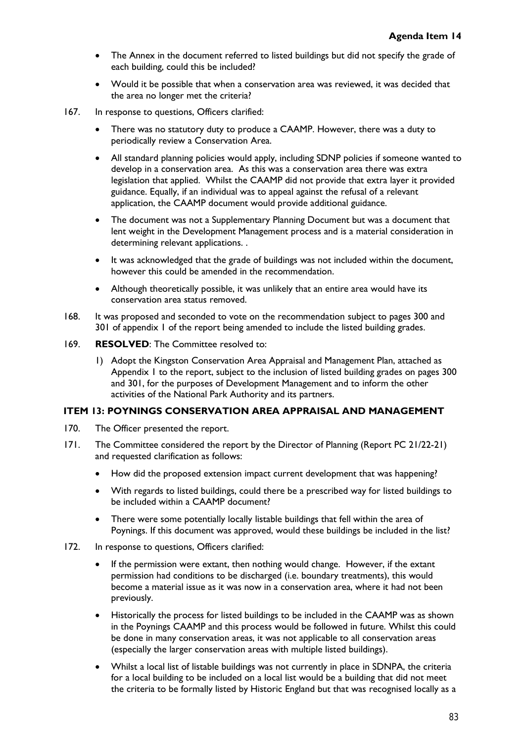- The Annex in the document referred to listed buildings but did not specify the grade of each building, could this be included?
- Would it be possible that when a conservation area was reviewed, it was decided that the area no longer met the criteria?

167. In response to questions, Officers clarified:

- There was no statutory duty to produce a CAAMP. However, there was a duty to periodically review a Conservation Area.
- All standard planning policies would apply, including SDNP policies if someone wanted to develop in a conservation area. As this was a conservation area there was extra legislation that applied. Whilst the CAAMP did not provide that extra layer it provided guidance. Equally, if an individual was to appeal against the refusal of a relevant application, the CAAMP document would provide additional guidance.
- The document was not a Supplementary Planning Document but was a document that lent weight in the Development Management process and is a material consideration in determining relevant applications. .
- It was acknowledged that the grade of buildings was not included within the document, however this could be amended in the recommendation.
- Although theoretically possible, it was unlikely that an entire area would have its conservation area status removed.

168. It was proposed and seconded to vote on the recommendation subject to pages 300 and 301 of appendix 1 of the report being amended to include the listed building grades.

169. **RESOLVED**: The Committee resolved to:

1) Adopt the Kingston Conservation Area Appraisal and Management Plan, attached as Appendix 1 to the report, subject to the inclusion of listed building grades on pages 300 and 301, for the purposes of Development Management and to inform the other activities of the National Park Authority and its partners.

### ITEM 13: POYNINGS CONSERVATION AREA APPRAISAL AND MANAGEMENT

170. The Officer presented the report.

171. The Committee considered the report by the Director of Planning (Report PC 21/22-21) and requested clarification as follows:

- How did the proposed extension impact current development that was happening?
- With regards to listed buildings, could there be a prescribed way for listed buildings to be included within a CAAMP document?
- There were some potentially locally listable buildings that fell within the area of Poynings. If this document was approved, would these buildings be included in the list?

172. In response to questions, Officers clarified:

- If the permission were extant, then nothing would change. However, if the extant permission had conditions to be discharged (i.e. boundary treatments), this would become a material issue as it was now in a conservation area, where it had not been previously.
- Historically the process for listed buildings to be included in the CAAMP was as shown in the Poynings CAAMP and this process would be followed in future. Whilst this could be done in many conservation areas, it was not applicable to all conservation areas (especially the larger conservation areas with multiple listed buildings).
- Whilst a local list of listable buildings was not currently in place in SDNPA, the criteria for a local building to be included on a local list would be a building that did not meet the criteria to be formally listed by Historic England but that was recognised locally as a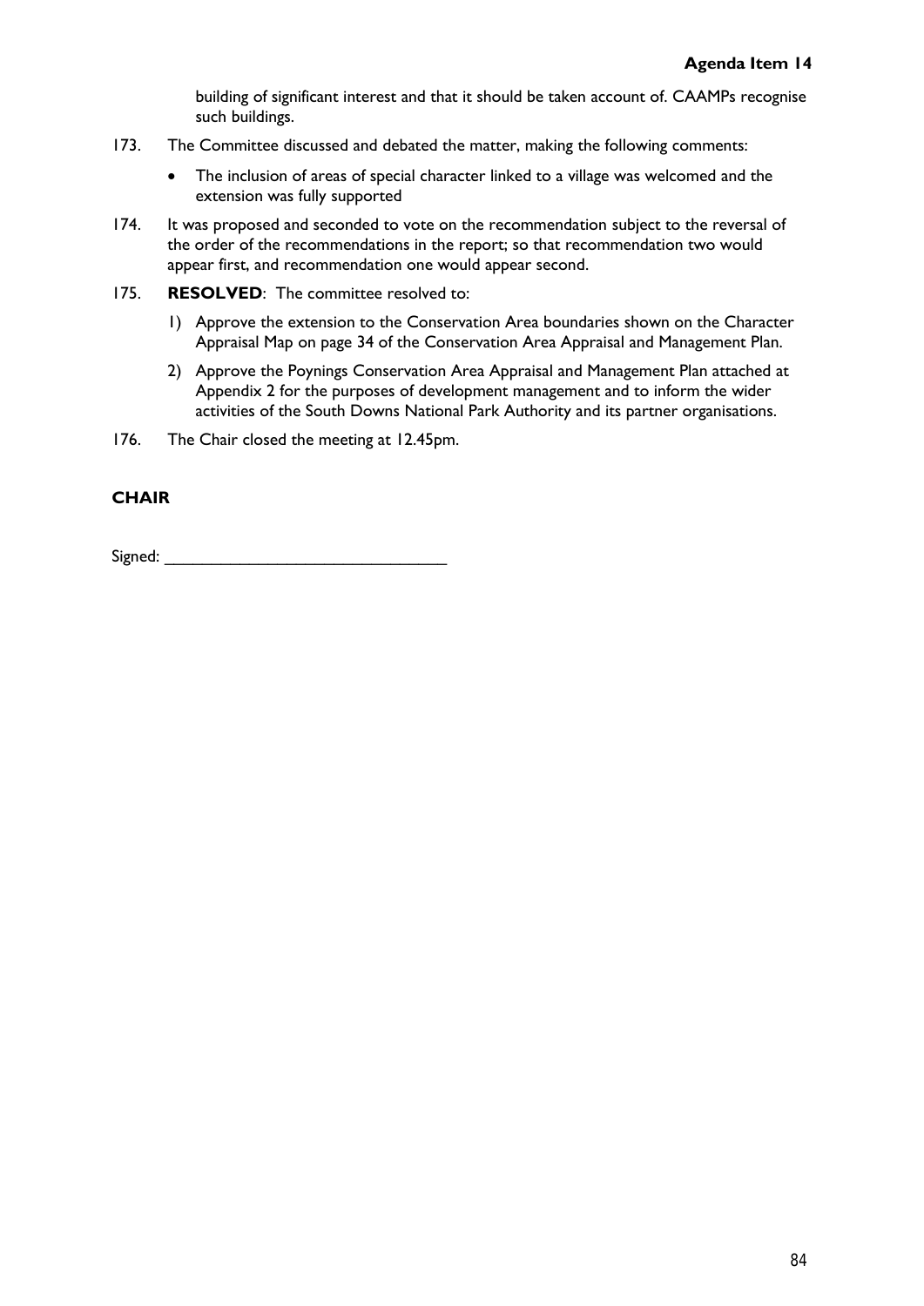building of significant interest and that it should be taken account of. CAAMPs recognise such buildings.

173. The Committee discussed and debated the matter, making the following comments:

    - The inclusion of areas of special character linked to a village was welcomed and the extension was fully supported

174. It was proposed and seconded to vote on the recommendation subject to the reversal of the order of the recommendations in the report; so that recommendation two would appear first, and recommendation one would appear second.

175. **RESOLVED**: The committee resolved to:

    1) Approve the extension to the Conservation Area boundaries shown on the Character Appraisal Map on page 34 of the Conservation Area Appraisal and Management Plan.

    2) Approve the Poynings Conservation Area Appraisal and Management Plan attached at Appendix 2 for the purposes of development management and to inform the wider activities of the South Downs National Park Authority and its partner organisations.

176. The Chair closed the meeting at 12.45pm.

**CHAIR**

Signed: ______________________________